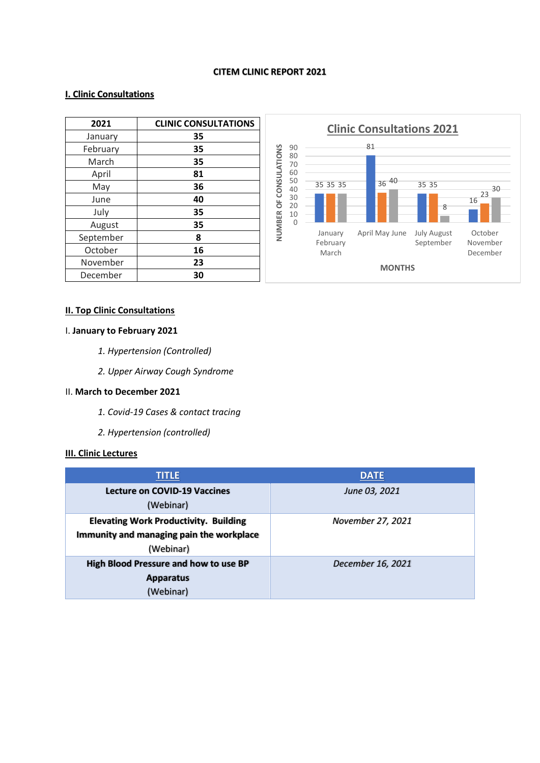**CITEM CLINIC REPORT 2021**

## I. Clinic Consultations

| 2021 | CLINIC CONSULTATIONS |
|---|---|
| January | **35** |
| February | **35** |
| March | **35** |
| April | **81** |
| May | **36** |
| June | **40** |
| July | **35** |
| August | **35** |
| September | **8** |
| October | **16** |
| November | **23** |
| December | **30** |

Clinic Consultations 2021

NUMBER OF CONSULATIONS

90
80
70
60
50
40
30
20
10
0

35 35 35
81
36 40
35 35
8
16
23
30

January February March
April May June
July August September
October November December

MONTHS

## II. Top Clinic Consultations

I. **January to February 2021**

1. *Hypertension (Controlled)*
2. *Upper Airway Cough Syndrome*

II. **March to December 2021**

1. *Covid-19 Cases & contact tracing*
2. *Hypertension (controlled)*

## III. Clinic Lectures

| TITLE | DATE |
|---|---|
| **Lecture on COVID-19 Vaccines** (Webinar) | *June 03, 2021* |
| **Elevating Work Productivity. Building Immunity and managing pain the workplace** (Webinar) | *November 27, 2021* |
| **High Blood Pressure and how to use BP Apparatus** (Webinar) | *December 16, 2021* |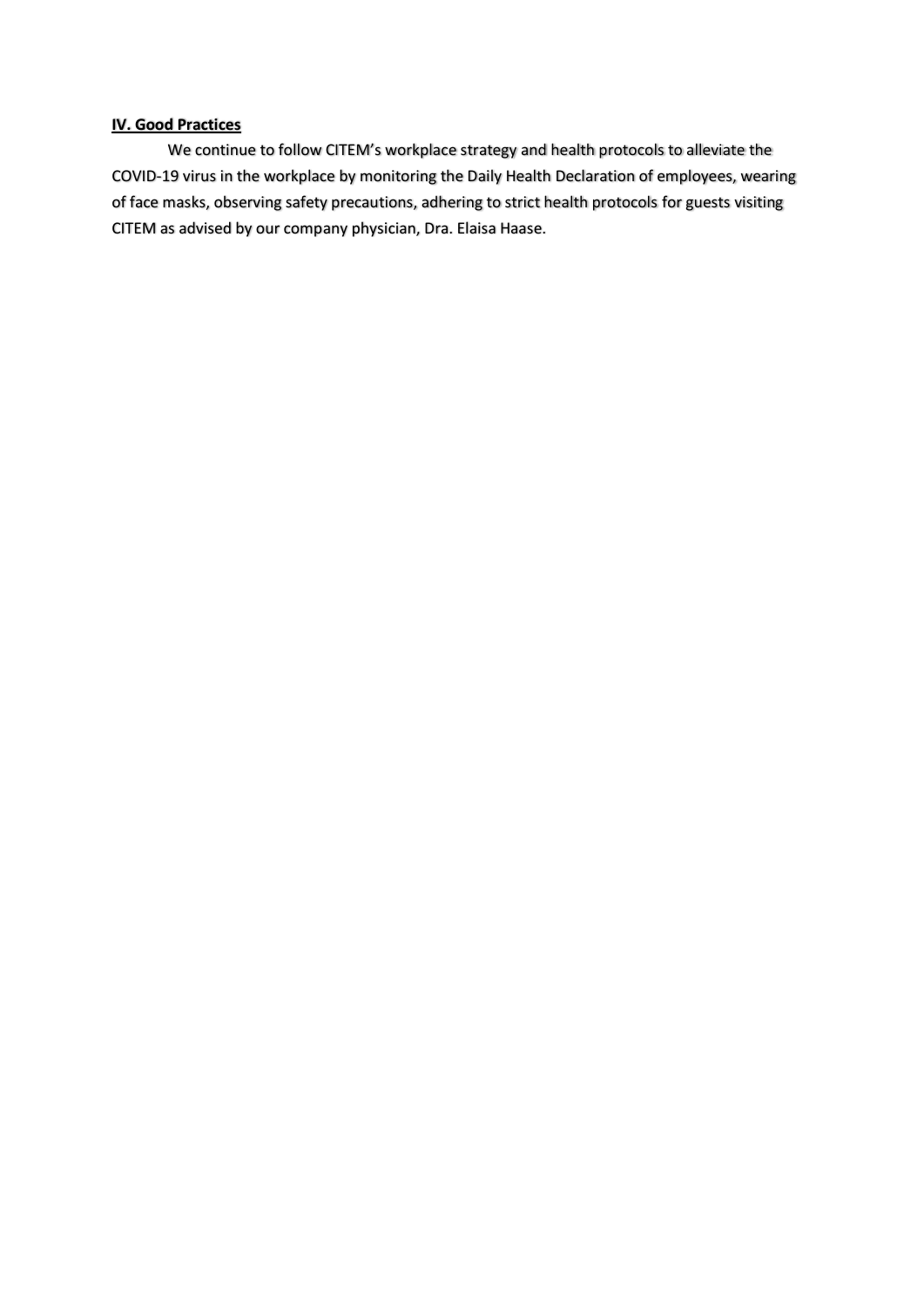## IV. Good Practices

We continue to follow CITEM's workplace strategy and health protocols to alleviate the COVID-19 virus in the workplace by monitoring the Daily Health Declaration of employees, wearing of face masks, observing safety precautions, adhering to strict health protocols for guests visiting CITEM as advised by our company physician, Dra. Elaisa Haase.